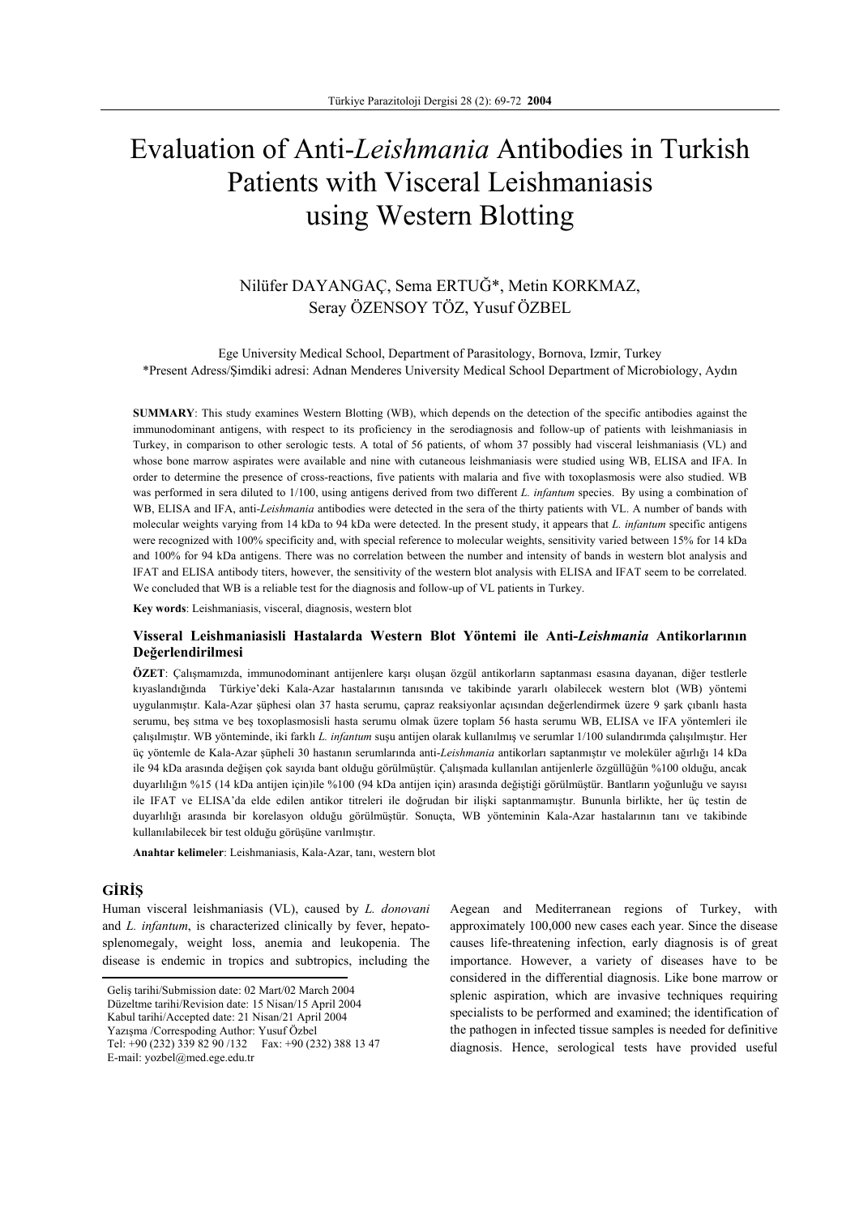# Evaluation of Anti-*Leishmania* Antibodies in Turkish Patients with Visceral Leishmaniasis using Western Blotting

Nilüfer DAYANGAÇ, Sema ERTUĞ*, Metin KORKMAZ, Seray ÖZENSOY TÖZ, Yusuf ÖZBEL

Ege University Medical School, Department of Parasitology, Bornova, Izmir, Turkey
*Present Adress/Şimdiki adresi: Adnan Menderes University Medical School Department of Microbiology, Aydın

**SUMMARY**: This study examines Western Blotting (WB), which depends on the detection of the specific antibodies against the immunodominant antigens, with respect to its proficiency in the serodiagnosis and follow-up of patients with leishmaniasis in Turkey, in comparison to other serologic tests. A total of 56 patients, of whom 37 possibly had visceral leishmaniasis (VL) and whose bone marrow aspirates were available and nine with cutaneous leishmaniasis were studied using WB, ELISA and IFA. In order to determine the presence of cross-reactions, five patients with malaria and five with toxoplasmosis were also studied. WB was performed in sera diluted to 1/100, using antigens derived from two different *L. infantum* species. By using a combination of WB, ELISA and IFA, anti-*Leishmania* antibodies were detected in the sera of the thirty patients with VL. A number of bands with molecular weights varying from 14 kDa to 94 kDa were detected. In the present study, it appears that *L. infantum* specific antigens were recognized with 100% specificity and, with special reference to molecular weights, sensitivity varied between 15% for 14 kDa and 100% for 94 kDa antigens. There was no correlation between the number and intensity of bands in western blot analysis and IFAT and ELISA antibody titers, however, the sensitivity of the western blot analysis with ELISA and IFAT seem to be correlated. We concluded that WB is a reliable test for the diagnosis and follow-up of VL patients in Turkey.

**Key words**: Leishmaniasis, visceral, diagnosis, western blot

### Visseral Leishmaniasisli Hastalarda Western Blot Yöntemi ile Anti-*Leishmania* Antikorlarının Değerlendirilmesi

**ÖZET**: Çalışmamızda, immunodominant antijenlere karşı oluşan özgül antikorların saptanması esasına dayanan, diğer testlerle kıyaslandığında Türkiye'deki Kala-Azar hastalarının tanısında ve takibinde yararlı olabilecek western blot (WB) yöntemi uygulanmıştır. Kala-Azar şüphesi olan 37 hasta serumu, çapraz reaksiyonlar açısından değerlendirmek üzere 9 şark çıbanlı hasta serumu, beş sıtma ve beş toxoplasmosisli hasta serumu olmak üzere toplam 56 hasta serumu WB, ELISA ve IFA yöntemleri ile çalışılmıştır. WB yönteminde, iki farklı *L. infantum* suşu antijen olarak kullanılmış ve serumlar 1/100 sulandırımda çalışılmıştır. Her üç yöntemle de Kala-Azar şüpheli 30 hastanın serumlarında anti-*Leishmania* antikorları saptanmıştır ve moleküler ağırlığı 14 kDa ile 94 kDa arasında değişen çok sayıda bant olduğu görülmüştür. Çalışmada kullanılan antijenlerle özgüllüğün %100 olduğu, ancak duyarlılığın %15 (14 kDa antijen için)ile %100 (94 kDa antijen için) arasında değiştiği görülmüştür. Bantların yoğunluğu ve sayısı ile IFAT ve ELISA'da elde edilen antikor titreleri ile doğrudan bir ilişki saptanmamıştır. Bununla birlikte, her üç testin de duyarlılığı arasında bir korelasyon olduğu görülmüştür. Sonuçta, WB yönteminin Kala-Azar hastalarının tanı ve takibinde kullanılabilecek bir test olduğu görüşüne varılmıştır.

**Anahtar kelimeler**: Leishmaniasis, Kala-Azar, tanı, western blot

## GİRİŞ

Human visceral leishmaniasis (VL), caused by *L. donovani* and *L. infantum*, is characterized clinically by fever, hepato-splenomegaly, weight loss, anemia and leukopenia. The disease is endemic in tropics and subtropics, including the Aegean and Mediterranean regions of Turkey, with approximately 100,000 new cases each year. Since the disease causes life-threatening infection, early diagnosis is of great importance. However, a variety of diseases have to be considered in the differential diagnosis. Like bone marrow or splenic aspiration, which are invasive techniques requiring specialists to be performed and examined; the identification of the pathogen in infected tissue samples is needed for definitive diagnosis. Hence, serological tests have provided useful

Geliş tarihi/Submission date: 02 Mart/02 March 2004
Düzeltme tarihi/Revision date: 15 Nisan/15 April 2004
Kabul tarihi/Accepted date: 21 Nisan/21 April 2004
Yazışma /Correspoding Author: Yusuf Özbel
Tel: +90 (232) 339 82 90 /132 Fax: +90 (232) 388 13 47
E-mail: yozbel@med.ege.edu.tr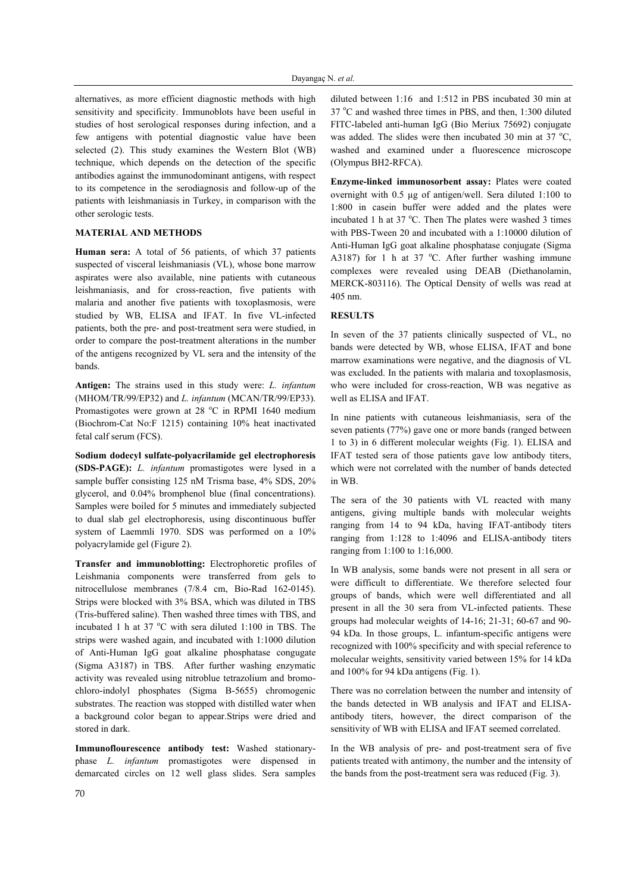alternatives, as more efficient diagnostic methods with high sensitivity and specificity. Immunoblots have been useful in studies of host serological responses during infection, and a few antigens with potential diagnostic value have been selected (2). This study examines the Western Blot (WB) technique, which depends on the detection of the specific antibodies against the immunodominant antigens, with respect to its competence in the serodiagnosis and follow-up of the patients with leishmaniasis in Turkey, in comparison with the other serologic tests.

## MATERIAL AND METHODS

**Human sera:** A total of 56 patients, of which 37 patients suspected of visceral leishmaniasis (VL), whose bone marrow aspirates were also available, nine patients with cutaneous leishmaniasis, and for cross-reaction, five patients with malaria and another five patients with toxoplasmosis, were studied by WB, ELISA and IFAT. In five VL-infected patients, both the pre- and post-treatment sera were studied, in order to compare the post-treatment alterations in the number of the antigens recognized by VL sera and the intensity of the bands.

**Antigen:** The strains used in this study were: *L. infantum* (MHOM/TR/99/EP32) and *L. infantum* (MCAN/TR/99/EP33). Promastigotes were grown at 28 °C in RPMI 1640 medium (Biochrom-Cat No:F 1215) containing 10% heat inactivated fetal calf serum (FCS).

**Sodium dodecyl sulfate-polyacrilamide gel electrophoresis (SDS-PAGE):** *L. infantum* promastigotes were lysed in a sample buffer consisting 125 nM Trisma base, 4% SDS, 20% glycerol, and 0.04% bromphenol blue (final concentrations). Samples were boiled for 5 minutes and immediately subjected to dual slab gel electrophoresis, using discontinuous buffer system of Laemmli 1970. SDS was performed on a 10% polyacrylamide gel (Figure 2).

**Transfer and immunoblotting:** Electrophoretic profiles of Leishmania components were transferred from gels to nitrocellulose membranes (7/8.4 cm, Bio-Rad 162-0145). Strips were blocked with 3% BSA, which was diluted in TBS (Tris-buffered saline). Then washed three times with TBS, and incubated 1 h at 37 °C with sera diluted 1:100 in TBS. The strips were washed again, and incubated with 1:1000 dilution of Anti-Human IgG goat alkaline phosphatase congugate (Sigma A3187) in TBS. After further washing enzymatic activity was revealed using nitroblue tetrazolium and bromo-chloro-indolyl phosphates (Sigma B-5655) chromogenic substrates. The reaction was stopped with distilled water when a background color began to appear.Strips were dried and stored in dark.

**Immunoflourescence antibody test:** Washed stationary-phase *L. infantum* promastigotes were dispensed in demarcated circles on 12 well glass slides. Sera samples diluted between 1:16 and 1:512 in PBS incubated 30 min at 37 °C and washed three times in PBS, and then, 1:300 diluted FITC-labeled anti-human IgG (Bio Meriux 75692) conjugate was added. The slides were then incubated 30 min at 37 °C, washed and examined under a fluorescence microscope (Olympus BH2-RFCA).

**Enzyme-linked immunosorbent assay:** Plates were coated overnight with 0.5 µg of antigen/well. Sera diluted 1:100 to 1:800 in casein buffer were added and the plates were incubated 1 h at 37 °C. Then The plates were washed 3 times with PBS-Tween 20 and incubated with a 1:10000 dilution of Anti-Human IgG goat alkaline phosphatase conjugate (Sigma A3187) for 1 h at 37 °C. After further washing immune complexes were revealed using DEAB (Diethanolamin, MERCK-803116). The Optical Density of wells was read at 405 nm.

## RESULTS

In seven of the 37 patients clinically suspected of VL, no bands were detected by WB, whose ELISA, IFAT and bone marrow examinations were negative, and the diagnosis of VL was excluded. In the patients with malaria and toxoplasmosis, who were included for cross-reaction, WB was negative as well as ELISA and IFAT.

In nine patients with cutaneous leishmaniasis, sera of the seven patients (77%) gave one or more bands (ranged between 1 to 3) in 6 different molecular weights (Fig. 1). ELISA and IFAT tested sera of those patients gave low antibody titers, which were not correlated with the number of bands detected in WB.

The sera of the 30 patients with VL reacted with many antigens, giving multiple bands with molecular weights ranging from 14 to 94 kDa, having IFAT-antibody titers ranging from 1:128 to 1:4096 and ELISA-antibody titers ranging from 1:100 to 1:16,000.

In WB analysis, some bands were not present in all sera or were difficult to differentiate. We therefore selected four groups of bands, which were well differentiated and all present in all the 30 sera from VL-infected patients. These groups had molecular weights of 14-16; 21-31; 60-67 and 90-94 kDa. In those groups, L. infantum-specific antigens were recognized with 100% specificity and with special reference to molecular weights, sensitivity varied between 15% for 14 kDa and 100% for 94 kDa antigens (Fig. 1).

There was no correlation between the number and intensity of the bands detected in WB analysis and IFAT and ELISA-antibody titers, however, the direct comparison of the sensitivity of WB with ELISA and IFAT seemed correlated.

In the WB analysis of pre- and post-treatment sera of five patients treated with antimony, the number and the intensity of the bands from the post-treatment sera was reduced (Fig. 3).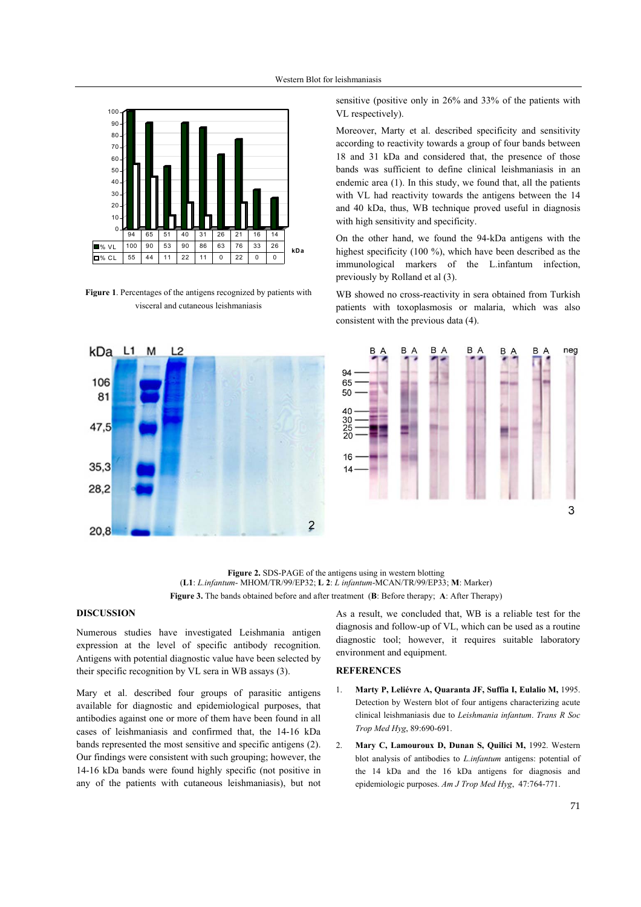| | 94 | 65 | 51 | 40 | 31 | 26 | 21 | 16 | 14 | |
|---|---|---|---|---|---|---|---|---|---|---|
| % VL | 100 | 90 | 53 | 90 | 86 | 63 | 76 | 33 | 26 | kDa |
| % CL | 55 | 44 | 11 | 22 | 11 | 0 | 22 | 0 | 0 | |

**Figure 1**. Percentages of the antigens recognized by patients with visceral and cutaneous leishmaniasis

**Figure 2.** SDS-PAGE of the antigens using in western blotting (**L1**: *L.infantum*- MHOM/TR/99/EP32; **L 2**: *L infantum*-MCAN/TR/99/EP33; **M**: Marker)

**Figure 3.** The bands obtained before and after treatment (**B**: Before therapy; **A**: After Therapy)

## DISCUSSION

Numerous studies have investigated Leishmania antigen expression at the level of specific antibody recognition. Antigens with potential diagnostic value have been selected by their specific recognition by VL sera in WB assays (3).

Mary et al. described four groups of parasitic antigens available for diagnostic and epidemiological purposes, that antibodies against one or more of them have been found in all cases of leishmaniasis and confirmed that, the 14-16 kDa bands represented the most sensitive and specific antigens (2). Our findings were consistent with such grouping; however, the 14-16 kDa bands were found highly specific (not positive in any of the patients with cutaneous leishmaniasis), but not sensitive (positive only in 26% and 33% of the patients with VL respectively).

Moreover, Marty et al. described specificity and sensitivity according to reactivity towards a group of four bands between 18 and 31 kDa and considered that, the presence of those bands was sufficient to define clinical leishmaniasis in an endemic area (1). In this study, we found that, all the patients with VL had reactivity towards the antigens between the 14 and 40 kDa, thus, WB technique proved useful in diagnosis with high sensitivity and specificity.

On the other hand, we found the 94-kDa antigens with the highest specificity (100 %), which have been described as the immunological markers of the L.infantum infection, previously by Rolland et al (3).

WB showed no cross-reactivity in sera obtained from Turkish patients with toxoplasmosis or malaria, which was also consistent with the previous data (4).

As a result, we concluded that, WB is a reliable test for the diagnosis and follow-up of VL, which can be used as a routine diagnostic tool; however, it requires suitable laboratory environment and equipment.

## REFERENCES

1. **Marty P, Leliévre A, Quaranta JF, Suffia I, Eulalio M,** 1995. Detection by Western blot of four antigens characterizing acute clinical leishmaniasis due to *Leishmania infantum*. *Trans R Soc Trop Med Hyg*, 89:690-691.
2. **Mary C, Lamouroux D, Dunan S, Quilici M,** 1992. Western blot analysis of antibodies to *L.infantum* antigens: potential of the 14 kDa and the 16 kDa antigens for diagnosis and epidemiologic purposes. *Am J Trop Med Hyg*, 47:764-771.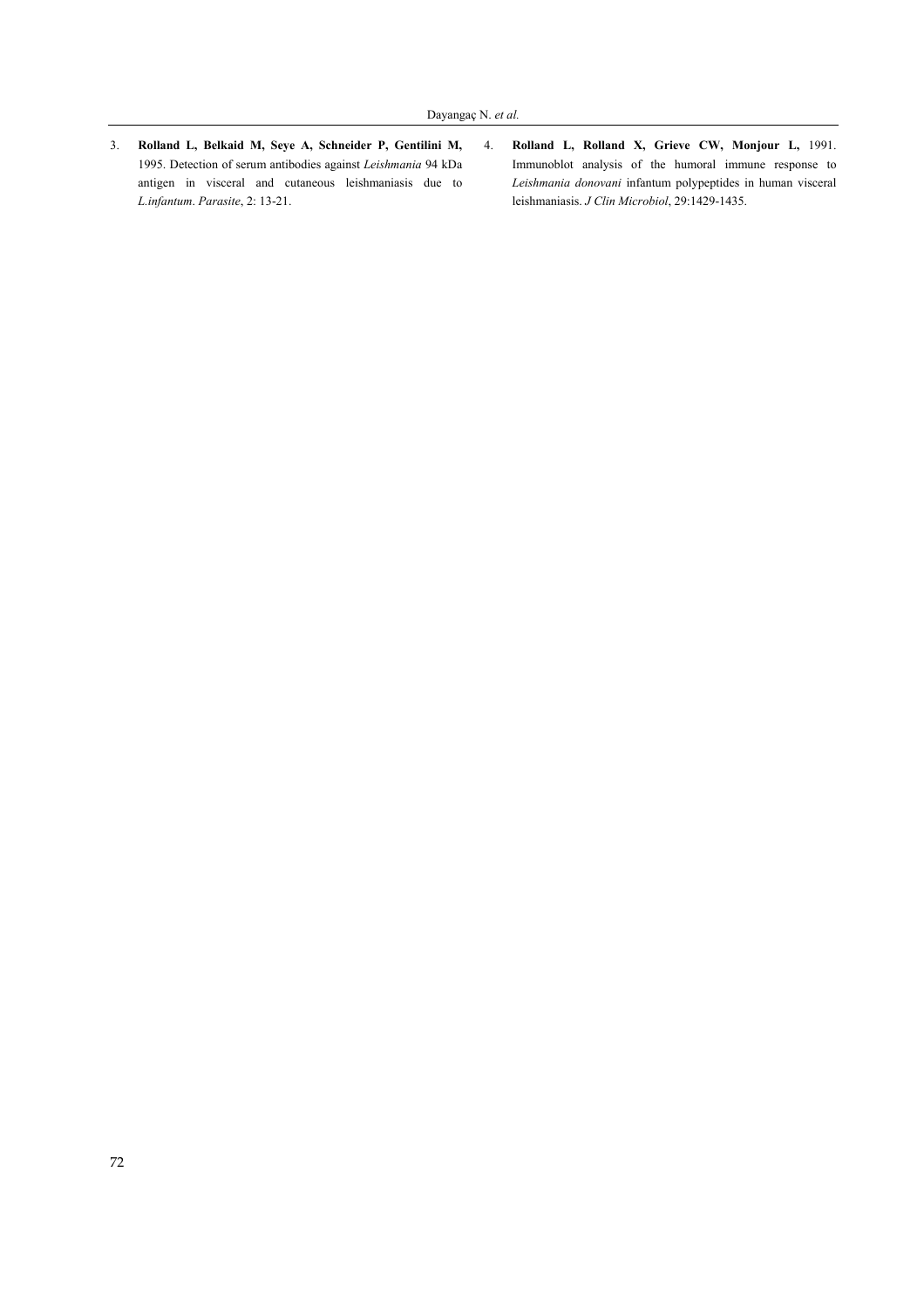3. **Rolland L, Belkaid M, Seye A, Schneider P, Gentilini M,** 1995. Detection of serum antibodies against *Leishmania* 94 kDa antigen in visceral and cutaneous leishmaniasis due to *L.infantum*. *Parasite*, 2: 13-21.

4. **Rolland L, Rolland X, Grieve CW, Monjour L,** 1991. Immunoblot analysis of the humoral immune response to *Leishmania donovani* infantum polypeptides in human visceral leishmaniasis. *J Clin Microbiol*, 29:1429-1435.